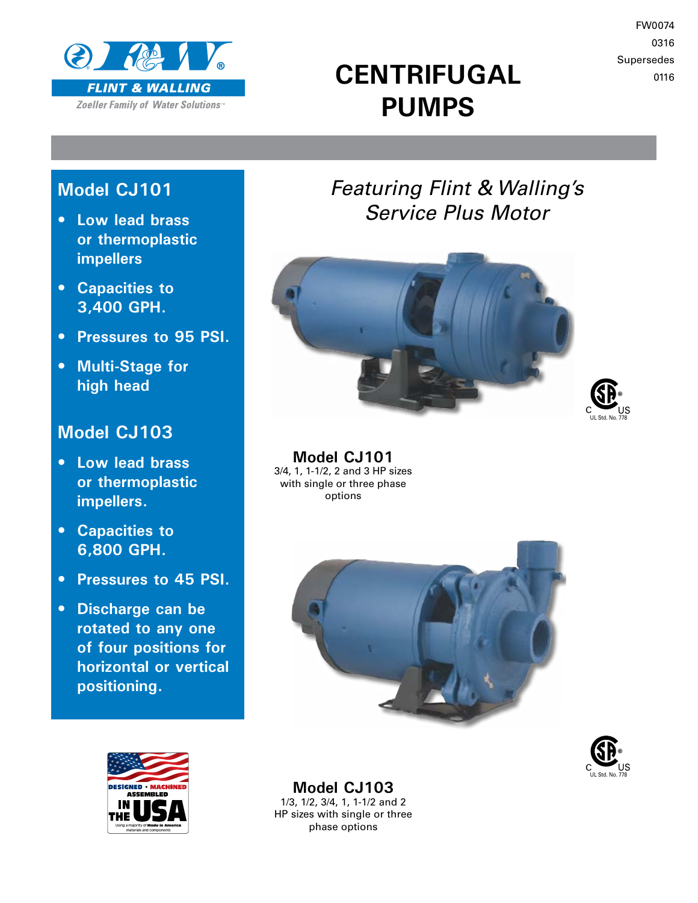FW0074
0316
Supersedes
0116

FLINT & WALLING
Zoeller Family of Water Solutions™

# CENTRIFUGAL PUMPS

## Model CJ101

- Low lead brass or thermoplastic impellers
- Capacities to 3,400 GPH.
- Pressures to 95 PSI.
- Multi-Stage for high head

## Model CJ103

- Low lead brass or thermoplastic impellers.
- Capacities to 6,800 GPH.
- Pressures to 45 PSI.
- Discharge can be rotated to any one of four positions for horizontal or vertical positioning.

*Featuring Flint & Walling's Service Plus Motor*

C US
UL Std. No. 778

**Model CJ101**
3/4, 1, 1-1/2, 2 and 3 HP sizes with single or three phase options

C US
UL Std. No. 778

**Model CJ103**
1/3, 1/2, 3/4, 1, 1-1/2 and 2 HP sizes with single or three phase options

DESIGNED • MACHINED ASSEMBLED IN THE USA
Using a majority of Made in America materials and components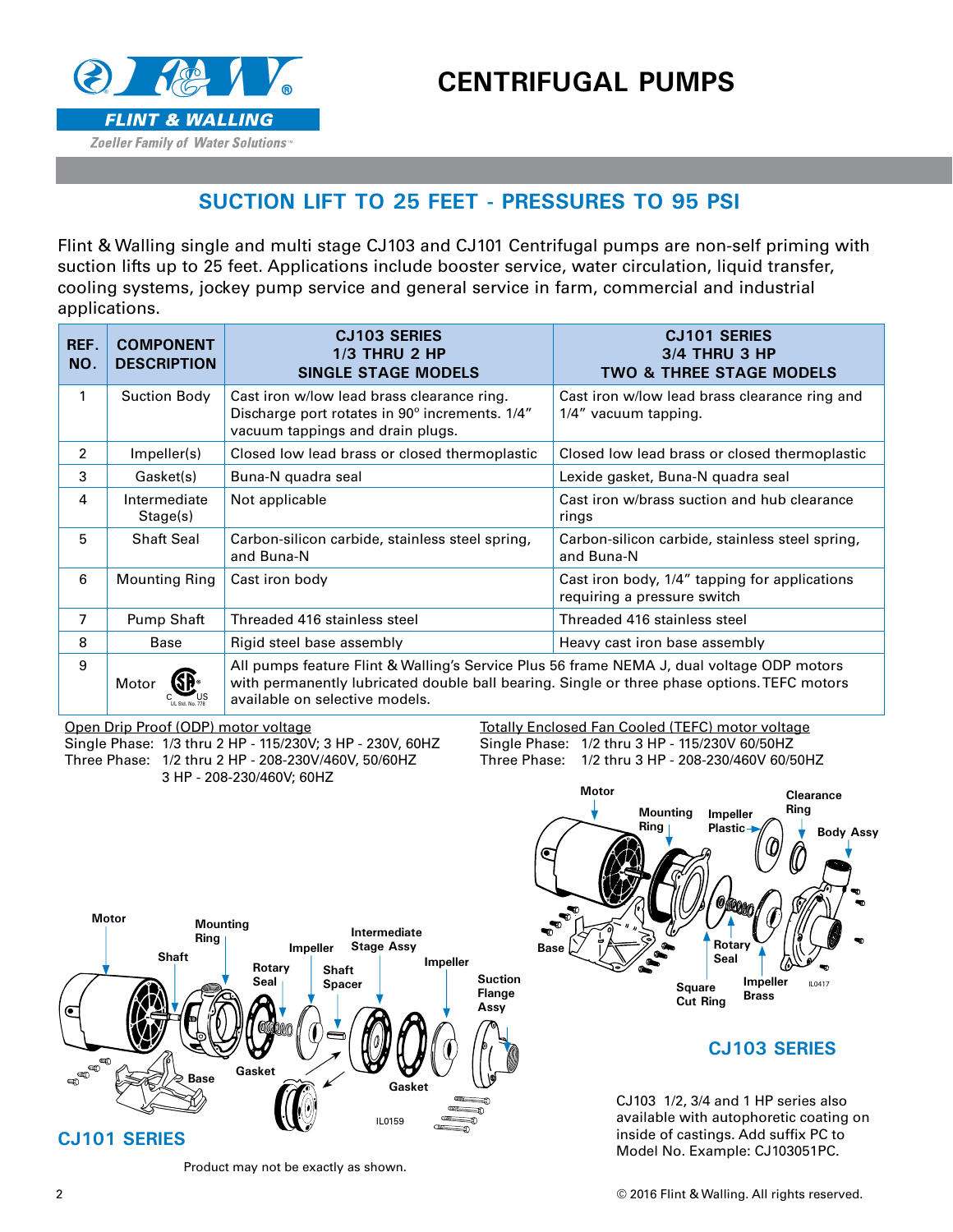# CENTRIFUGAL PUMPS

## SUCTION LIFT TO 25 FEET - PRESSURES TO 95 PSI

Flint & Walling single and multi stage CJ103 and CJ101 Centrifugal pumps are non-self priming with suction lifts up to 25 feet. Applications include booster service, water circulation, liquid transfer, cooling systems, jockey pump service and general service in farm, commercial and industrial applications.

| REF. NO. | COMPONENT DESCRIPTION | CJ103 SERIES 1/3 THRU 2 HP SINGLE STAGE MODELS | CJ101 SERIES 3/4 THRU 3 HP TWO & THREE STAGE MODELS |
|---|---|---|---|
| 1 | Suction Body | Cast iron w/low lead brass clearance ring. Discharge port rotates in 90° increments. 1/4" vacuum tappings and drain plugs. | Cast iron w/low lead brass clearance ring and 1/4" vacuum tapping. |
| 2 | Impeller(s) | Closed low lead brass or closed thermoplastic | Closed low lead brass or closed thermoplastic |
| 3 | Gasket(s) | Buna-N quadra seal | Lexide gasket, Buna-N quadra seal |
| 4 | Intermediate Stage(s) | Not applicable | Cast iron w/brass suction and hub clearance rings |
| 5 | Shaft Seal | Carbon-silicon carbide, stainless steel spring, and Buna-N | Carbon-silicon carbide, stainless steel spring, and Buna-N |
| 6 | Mounting Ring | Cast iron body | Cast iron body, 1/4" tapping for applications requiring a pressure switch |
| 7 | Pump Shaft | Threaded 416 stainless steel | Threaded 416 stainless steel |
| 8 | Base | Rigid steel base assembly | Heavy cast iron base assembly |
| 9 | Motor | All pumps feature Flint & Walling's Service Plus 56 frame NEMA J, dual voltage ODP motors with permanently lubricated double ball bearing. Single or three phase options. TEFC motors available on selective models. | |

<u>Open Drip Proof (ODP) motor voltage</u>
Single Phase: 1/3 thru 2 HP - 115/230V; 3 HP - 230V, 60HZ
Three Phase: 1/2 thru 2 HP - 208-230V/460V, 50/60HZ
3 HP - 208-230/460V; 60HZ

<u>Totally Enclosed Fan Cooled (TEFC) motor voltage</u>
Single Phase: 1/2 thru 3 HP - 115/230V 60/50HZ
Three Phase: 1/2 thru 3 HP - 208-230/460V 60/50HZ

Motor, Mounting Ring, Impeller Plastic, Clearance Ring, Body Assy, Base, Rotary Seal, Square Cut Ring, Impeller Brass — IL0417

### CJ103 SERIES

Motor, Mounting Ring, Shaft, Rotary Seal, Impeller, Shaft Spacer, Intermediate Stage Assy, Impeller, Suction Flange Assy, Base, Gasket, Gasket — IL0159

### CJ101 SERIES

Product may not be exactly as shown.

CJ103 1/2, 3/4 and 1 HP series also available with autophoretic coating on inside of castings. Add suffix PC to Model No. Example: CJ103051PC.

© 2016 Flint & Walling. All rights reserved.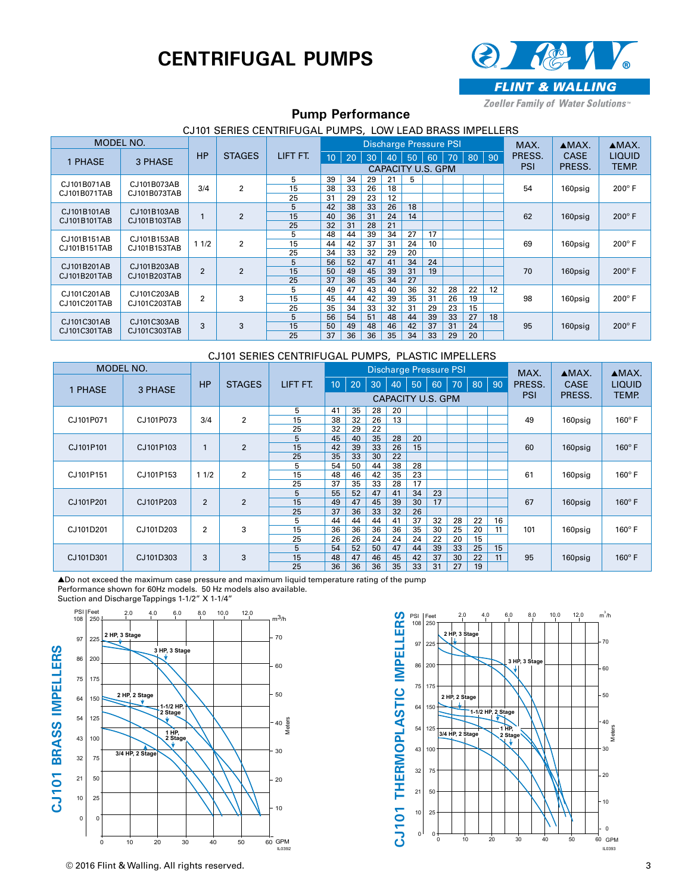# CENTRIFUGAL PUMPS

FLINT & WALLING

*Zoeller Family of Water Solutions™*

## Pump Performance

### CJ101 SERIES CENTRIFUGAL PUMPS, LOW LEAD BRASS IMPELLERS

| MODEL NO. 1 PHASE | MODEL NO. 3 PHASE | HP | STAGES | LIFT FT. | 10 | 20 | 30 | 40 | 50 | 60 | 70 | 80 | 90 | MAX. PRESS. PSI | ▲MAX. CASE PRESS. | ▲MAX. LIQUID TEMP. |
|---|---|---|---|---|---|---|---|---|---|---|---|---|---|---|---|---|
| | | | | | Discharge Pressure PSI — CAPACITY U.S. GPM | | | | | | | | | | | |
| CJ101B071AB CJ101B071TAB | CJ101B073AB CJ101B073TAB | 3/4 | 2 | 5 | 39 | 34 | 29 | 21 | 5 | | | | | 54 | 160psig | 200° F |
| | | | | 15 | 38 | 33 | 26 | 18 | | | | | | | | |
| | | | | 25 | 31 | 29 | 23 | 12 | | | | | | | | |
| CJ101B101AB CJ101B101TAB | CJ101B103AB CJ101B103TAB | 1 | 2 | 5 | 42 | 38 | 33 | 26 | 18 | | | | | 62 | 160psig | 200° F |
| | | | | 15 | 40 | 36 | 31 | 24 | 14 | | | | | | | |
| | | | | 25 | 32 | 31 | 28 | 21 | | | | | | | | |
| CJ101B151AB CJ101B151TAB | CJ101B153AB CJ101B153TAB | 1 1/2 | 2 | 5 | 48 | 44 | 39 | 34 | 27 | 17 | | | | 69 | 160psig | 200° F |
| | | | | 15 | 44 | 42 | 37 | 31 | 24 | 10 | | | | | | |
| | | | | 25 | 34 | 33 | 32 | 29 | 20 | | | | | | | |
| CJ101B201AB CJ101B201TAB | CJ101B203AB CJ101B203TAB | 2 | 2 | 5 | 56 | 52 | 47 | 41 | 34 | 24 | | | | 70 | 160psig | 200° F |
| | | | | 15 | 50 | 49 | 45 | 39 | 31 | 19 | | | | | | |
| | | | | 25 | 37 | 36 | 35 | 34 | 27 | | | | | | | |
| CJ101C201AB CJ101C201TAB | CJ101C203AB CJ101C203TAB | 2 | 3 | 5 | 49 | 47 | 43 | 40 | 36 | 32 | 28 | 22 | 12 | 98 | 160psig | 200° F |
| | | | | 15 | 45 | 44 | 42 | 39 | 35 | 31 | 26 | 19 | | | | |
| | | | | 25 | 35 | 34 | 33 | 32 | 31 | 29 | 23 | 15 | | | | |
| CJ101C301AB CJ101C301TAB | CJ101C303AB CJ101C303TAB | 3 | 3 | 5 | 56 | 54 | 51 | 48 | 44 | 39 | 33 | 27 | 18 | 95 | 160psig | 200° F |
| | | | | 15 | 50 | 49 | 48 | 46 | 42 | 37 | 31 | 24 | | | | |
| | | | | 25 | 37 | 36 | 36 | 35 | 34 | 33 | 29 | 20 | | | | |

### CJ101 SERIES CENTRIFUGAL PUMPS, PLASTIC IMPELLERS

| MODEL NO. 1 PHASE | MODEL NO. 3 PHASE | HP | STAGES | LIFT FT. | 10 | 20 | 30 | 40 | 50 | 60 | 70 | 80 | 90 | MAX. PRESS. PSI | ▲MAX. CASE PRESS. | ▲MAX. LIQUID TEMP. |
|---|---|---|---|---|---|---|---|---|---|---|---|---|---|---|---|---|
| | | | | | Discharge Pressure PSI — CAPACITY U.S. GPM | | | | | | | | | | | |
| CJ101P071 | CJ101P073 | 3/4 | 2 | 5 | 41 | 35 | 28 | 20 | | | | | | 49 | 160psig | 160° F |
| | | | | 15 | 38 | 32 | 26 | 13 | | | | | | | | |
| | | | | 25 | 32 | 29 | 22 | | | | | | | | | |
| CJ101P101 | CJ101P103 | 1 | 2 | 5 | 45 | 40 | 35 | 28 | 20 | | | | | 60 | 160psig | 160° F |
| | | | | 15 | 42 | 39 | 33 | 26 | 15 | | | | | | | |
| | | | | 25 | 35 | 33 | 30 | 22 | | | | | | | | |
| CJ101P151 | CJ101P153 | 1 1/2 | 2 | 5 | 54 | 50 | 44 | 38 | 28 | | | | | 61 | 160psig | 160° F |
| | | | | 15 | 48 | 46 | 42 | 35 | 23 | | | | | | | |
| | | | | 25 | 37 | 35 | 33 | 28 | 17 | | | | | | | |
| CJ101P201 | CJ101P203 | 2 | 2 | 5 | 55 | 52 | 47 | 41 | 34 | 23 | | | | 67 | 160psig | 160° F |
| | | | | 15 | 49 | 47 | 45 | 39 | 30 | 17 | | | | | | |
| | | | | 25 | 37 | 36 | 33 | 32 | 26 | | | | | | | |
| CJ101D201 | CJ101D203 | 2 | 3 | 5 | 44 | 44 | 44 | 41 | 37 | 32 | 28 | 22 | 16 | 101 | 160psig | 160° F |
| | | | | 15 | 36 | 36 | 36 | 36 | 35 | 30 | 25 | 20 | 11 | | | |
| | | | | 25 | 26 | 26 | 24 | 24 | 24 | 22 | 20 | 15 | | | | |
| CJ101D301 | CJ101D303 | 3 | 3 | 5 | 54 | 52 | 50 | 47 | 44 | 39 | 33 | 25 | 15 | 95 | 160psig | 160° F |
| | | | | 15 | 48 | 47 | 46 | 45 | 42 | 37 | 30 | 22 | 11 | | | |
| | | | | 25 | 36 | 36 | 36 | 35 | 33 | 31 | 27 | 19 | | | | |

▲Do not exceed the maximum case pressure and maximum liquid temperature rating of the pump
Performance shown for 60Hz models. 50 Hz models also available.
Suction and Discharge Tappings 1-1/2" X 1-1/4"

**CJ101 BRASS IMPELLERS**

**CJ101 THERMOPLASTIC IMPELLERS**

© 2016 Flint & Walling. All rights reserved.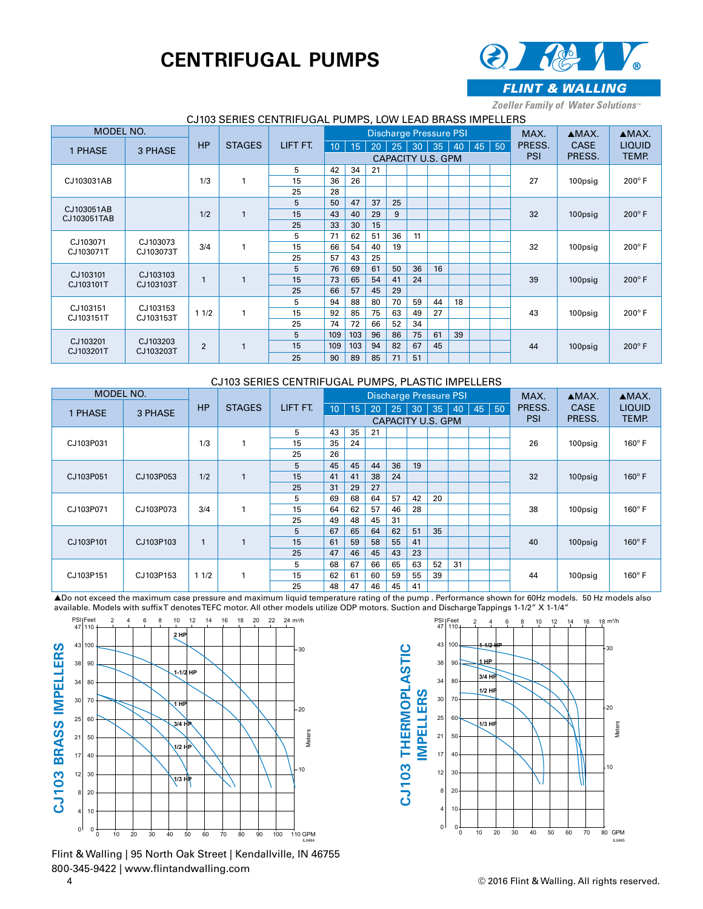# CENTRIFUGAL PUMPS

FLINT & WALLING

*Zoeller Family of Water Solutions™*

## CJ103 SERIES CENTRIFUGAL PUMPS, LOW LEAD BRASS IMPELLERS

| MODEL NO. | | HP | STAGES | LIFT FT. | Discharge Pressure PSI | | | | | | | | | MAX. PRESS. PSI | ▲MAX. CASE PRESS. | ▲MAX. LIQUID TEMP. |
|---|---|---|---|---|---|---|---|---|---|---|---|---|---|---|---|---|
| 1 PHASE | 3 PHASE | | | | 10 | 15 | 20 | 25 | 30 | 35 | 40 | 45 | 50 | | | |
| | | | | | CAPACITY U.S. GPM | | | | | | | | | | | |
| CJ103031AB | | 1/3 | 1 | 5 | 42 | 34 | 21 | | | | | | | 27 | 100psig | 200° F |
| | | | | 15 | 36 | 26 | | | | | | | | | | |
| | | | | 25 | 28 | | | | | | | | | | | |
| CJ103051AB CJ103051TAB | | 1/2 | 1 | 5 | 50 | 47 | 37 | 25 | | | | | | 32 | 100psig | 200° F |
| | | | | 15 | 43 | 40 | 29 | 9 | | | | | | | | |
| | | | | 25 | 33 | 30 | 15 | | | | | | | | | |
| CJ103071 CJ103071T | CJ103073 CJ103073T | 3/4 | 1 | 5 | 71 | 62 | 51 | 36 | 11 | | | | | 32 | 100psig | 200° F |
| | | | | 15 | 66 | 54 | 40 | 19 | | | | | | | | |
| | | | | 25 | 57 | 43 | 25 | | | | | | | | | |
| CJ103101 CJ103101T | CJ103103 CJ103103T | 1 | 1 | 5 | 76 | 69 | 61 | 50 | 36 | 16 | | | | 39 | 100psig | 200° F |
| | | | | 15 | 73 | 65 | 54 | 41 | 24 | | | | | | | |
| | | | | 25 | 66 | 57 | 45 | 29 | | | | | | | | |
| CJ103151 CJ103151T | CJ103153 CJ103153T | 1 1/2 | 1 | 5 | 94 | 88 | 80 | 70 | 59 | 44 | 18 | | | 43 | 100psig | 200° F |
| | | | | 15 | 92 | 85 | 75 | 63 | 49 | 27 | | | | | | |
| | | | | 25 | 74 | 72 | 66 | 52 | 34 | | | | | | | |
| CJ103201 CJ103201T | CJ103203 CJ103203T | 2 | 1 | 5 | 109 | 103 | 96 | 86 | 75 | 61 | 39 | | | 44 | 100psig | 200° F |
| | | | | 15 | 109 | 103 | 94 | 82 | 67 | 45 | | | | | | |
| | | | | 25 | 90 | 89 | 85 | 71 | 51 | | | | | | | |

## CJ103 SERIES CENTRIFUGAL PUMPS, PLASTIC IMPELLERS

| MODEL NO. | | HP | STAGES | LIFT FT. | Discharge Pressure PSI | | | | | | | | | MAX. PRESS. PSI | ▲MAX. CASE PRESS. | ▲MAX. LIQUID TEMP. |
|---|---|---|---|---|---|---|---|---|---|---|---|---|---|---|---|---|
| 1 PHASE | 3 PHASE | | | | 10 | 15 | 20 | 25 | 30 | 35 | 40 | 45 | 50 | | | |
| | | | | | CAPACITY U.S. GPM | | | | | | | | | | | |
| CJ103P031 | | 1/3 | 1 | 5 | 43 | 35 | 21 | | | | | | | 26 | 100psig | 160° F |
| | | | | 15 | 35 | 24 | | | | | | | | | | |
| | | | | 25 | 26 | | | | | | | | | | | |
| CJ103P051 | CJ103P053 | 1/2 | 1 | 5 | 45 | 45 | 44 | 36 | 19 | | | | | 32 | 100psig | 160° F |
| | | | | 15 | 41 | 41 | 38 | 24 | | | | | | | | |
| | | | | 25 | 31 | 29 | 27 | | | | | | | | | |
| CJ103P071 | CJ103P073 | 3/4 | 1 | 5 | 69 | 68 | 64 | 57 | 42 | 20 | | | | 38 | 100psig | 160° F |
| | | | | 15 | 64 | 62 | 57 | 46 | 28 | | | | | | | |
| | | | | 25 | 49 | 48 | 45 | 31 | | | | | | | | |
| CJ103P101 | CJ103P103 | 1 | 1 | 5 | 67 | 65 | 64 | 62 | 51 | 35 | | | | 40 | 100psig | 160° F |
| | | | | 15 | 61 | 59 | 58 | 55 | 41 | | | | | | | |
| | | | | 25 | 47 | 46 | 45 | 43 | 23 | | | | | | | |
| CJ103P151 | CJ103P153 | 1 1/2 | 1 | 5 | 68 | 67 | 66 | 65 | 63 | 52 | 31 | | | 44 | 100psig | 160° F |
| | | | | 15 | 62 | 61 | 60 | 59 | 55 | 39 | | | | | | |
| | | | | 25 | 48 | 47 | 46 | 45 | 41 | | | | | | | |

▲Do not exceed the maximum case pressure and maximum liquid temperature rating of the pump . Performance shown for 60Hz models. 50 Hz models also available. Models with suffix T denotes TEFC motor. All other models utilize ODP motors. Suction and Discharge Tappings 1-1/2" X 1-1/4"

**CJ103 BRASS IMPELLERS**

PSI | Feet
m³/h: 2 4 6 8 10 12 14 16 18 20 22 24
PSI: 47 43 38 34 30 25 21 17 12 8 4 0
Feet: 110 100 90 80 70 60 50 40 30 20 10 0
2 HP
1-1/2 HP
1 HP
3/4 HP
1/2 HP
1/3 HP
Meters: 30 20 10
GPM: 0 10 20 30 40 50 60 70 80 90 100 110
IL0484

**CJ103 THERMOPLASTIC IMPELLERS**

PSI | Feet
m³/h: 2 4 6 8 10 12 14 16 18
PSI: 47 43 38 34 30 25 21 17 12 8 4 0
Feet: 110 100 90 80 70 60 50 40 30 20 10 0
1-1/2 HP
1 HP
3/4 HP
1/2 HP
1/3 HP
Meters: 30 20 10
GPM: 0 10 20 30 40 50 60 70 80
IL0485

Flint & Walling | 95 North Oak Street | Kendallville, IN 46755
800-345-9422 | www.flintandwalling.com

© 2016 Flint & Walling. All rights reserved.